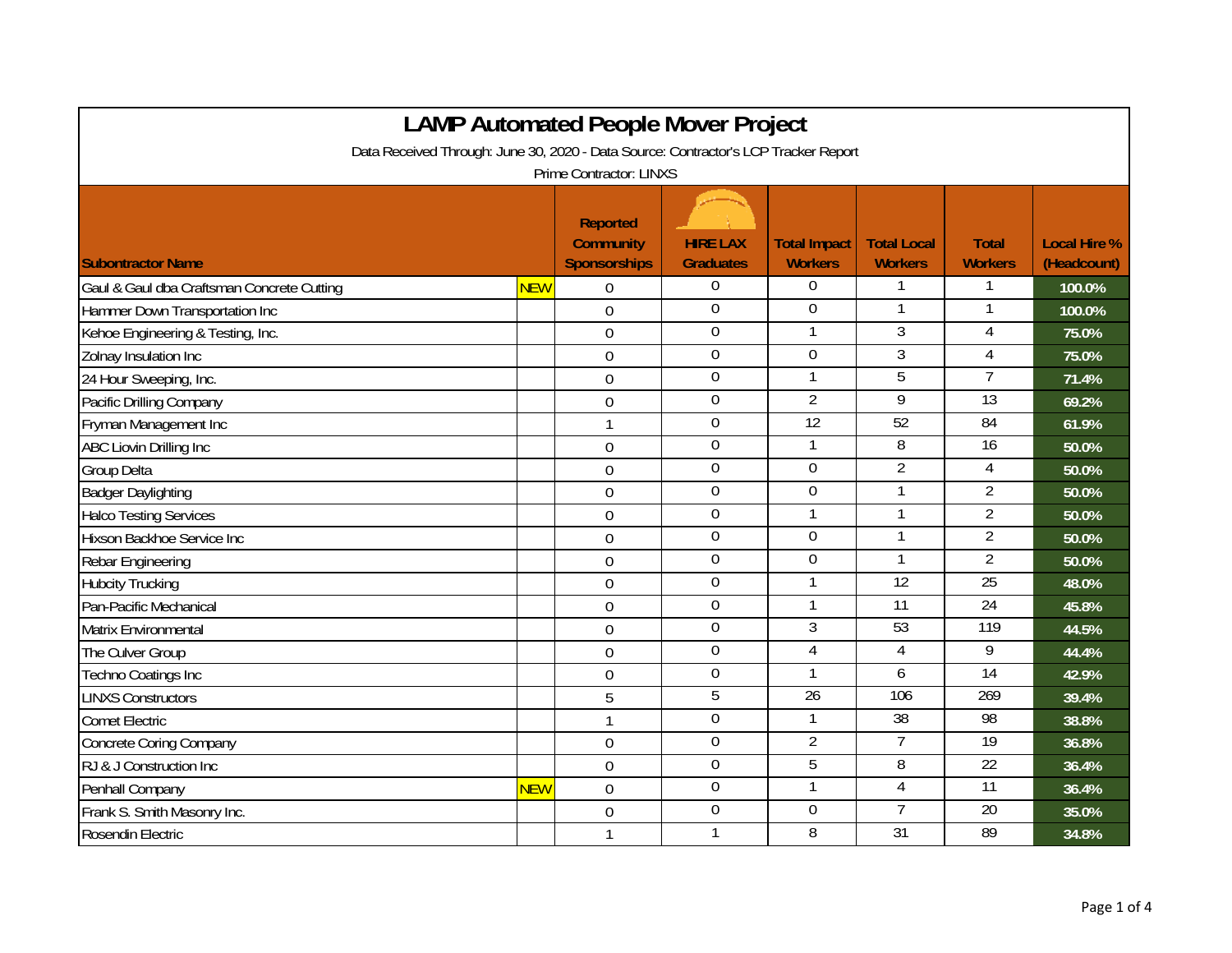# LAMP Automated People Mover Project

Data Received Through: June 30, 2020 - Data Source: Contractor's LCP Tracker Report

Prime Contractor: LINXS

| Subontractor Name | | Reported Community Sponsorships | HIRE LAX Graduates | Total Impact Workers | Total Local Workers | Total Workers | Local Hire % (Headcount) |
|---|---|---|---|---|---|---|---|
| Gaul & Gaul dba Craftsman Concrete Cutting | NEW | 0 | 0 | 0 | 1 | 1 | 100.0% |
| Hammer Down Transportation Inc | | 0 | 0 | 0 | 1 | 1 | 100.0% |
| Kehoe Engineering & Testing, Inc. | | 0 | 0 | 1 | 3 | 4 | 75.0% |
| Zolnay Insulation Inc | | 0 | 0 | 0 | 3 | 4 | 75.0% |
| 24 Hour Sweeping, Inc. | | 0 | 0 | 1 | 5 | 7 | 71.4% |
| Pacific Drilling Company | | 0 | 0 | 2 | 9 | 13 | 69.2% |
| Fryman Management Inc | | 1 | 0 | 12 | 52 | 84 | 61.9% |
| ABC Liovin Drilling Inc | | 0 | 0 | 1 | 8 | 16 | 50.0% |
| Group Delta | | 0 | 0 | 0 | 2 | 4 | 50.0% |
| Badger Daylighting | | 0 | 0 | 0 | 1 | 2 | 50.0% |
| Halco Testing Services | | 0 | 0 | 1 | 1 | 2 | 50.0% |
| Hixson Backhoe Service Inc | | 0 | 0 | 0 | 1 | 2 | 50.0% |
| Rebar Engineering | | 0 | 0 | 0 | 1 | 2 | 50.0% |
| Hubcity Trucking | | 0 | 0 | 1 | 12 | 25 | 48.0% |
| Pan-Pacific Mechanical | | 0 | 0 | 1 | 11 | 24 | 45.8% |
| Matrix Environmental | | 0 | 0 | 3 | 53 | 119 | 44.5% |
| The Culver Group | | 0 | 0 | 4 | 4 | 9 | 44.4% |
| Techno Coatings Inc | | 0 | 0 | 1 | 6 | 14 | 42.9% |
| LINXS Constructors | | 5 | 5 | 26 | 106 | 269 | 39.4% |
| Comet Electric | | 1 | 0 | 1 | 38 | 98 | 38.8% |
| Concrete Coring Company | | 0 | 0 | 2 | 7 | 19 | 36.8% |
| RJ & J Construction Inc | | 0 | 0 | 5 | 8 | 22 | 36.4% |
| Penhall Company | NEW | 0 | 0 | 1 | 4 | 11 | 36.4% |
| Frank S. Smith Masonry Inc. | | 0 | 0 | 0 | 7 | 20 | 35.0% |
| Rosendin Electric | | 1 | 1 | 8 | 31 | 89 | 34.8% |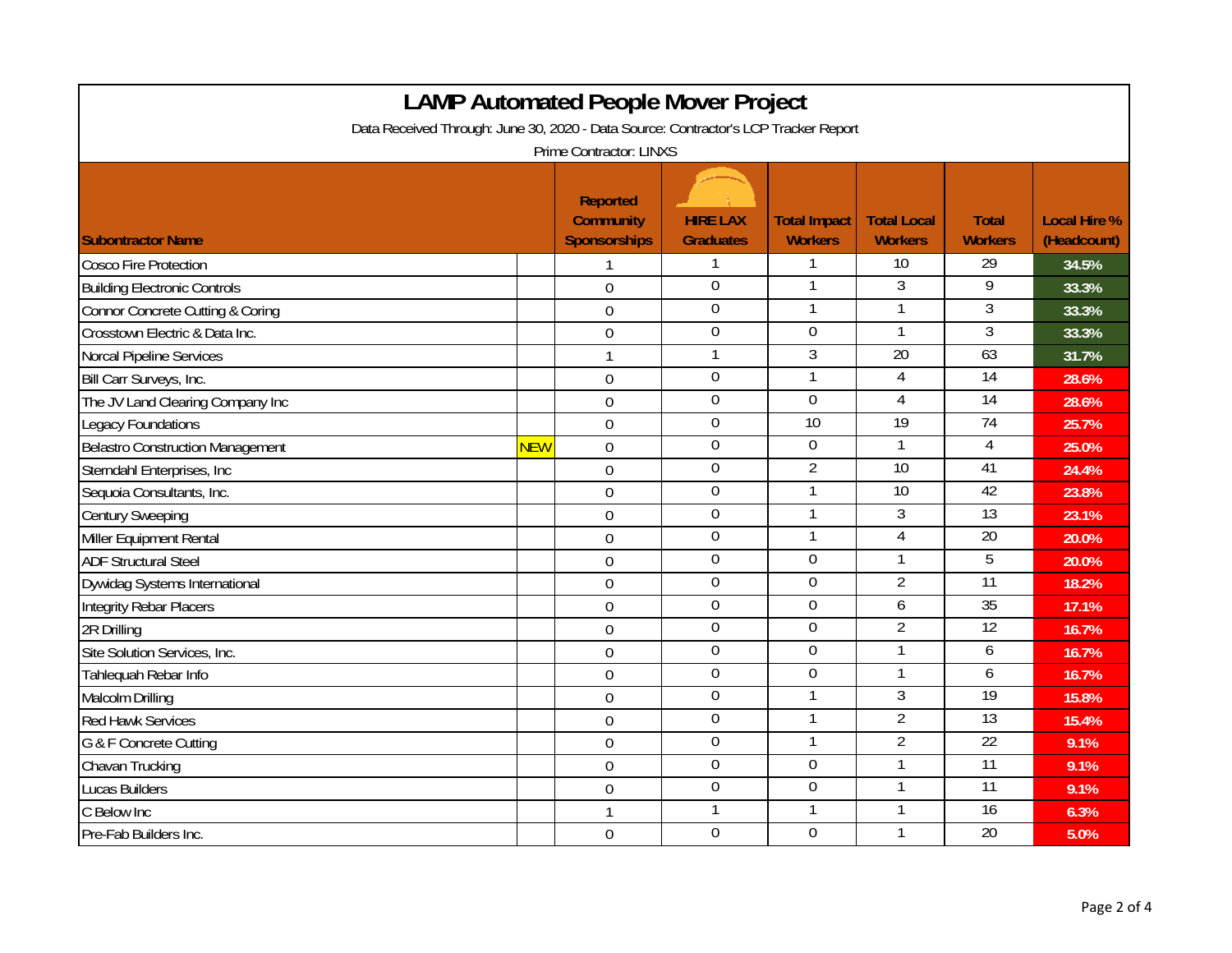# LAMP Automated People Mover Project

Data Received Through: June 30, 2020 - Data Source: Contractor's LCP Tracker Report

Prime Contractor: LINXS

| Subontractor Name | | Reported Community Sponsorships | HIRE LAX Graduates | Total Impact Workers | Total Local Workers | Total Workers | Local Hire % (Headcount) |
|---|---|---|---|---|---|---|---|
| Cosco Fire Protection | | 1 | 1 | 1 | 10 | 29 | 34.5% |
| Building Electronic Controls | | 0 | 0 | 1 | 3 | 9 | 33.3% |
| Connor Concrete Cutting & Coring | | 0 | 0 | 1 | 1 | 3 | 33.3% |
| Crosstown Electric & Data Inc. | | 0 | 0 | 0 | 1 | 3 | 33.3% |
| Norcal Pipeline Services | | 1 | 1 | 3 | 20 | 63 | 31.7% |
| Bill Carr Surveys, Inc. | | 0 | 0 | 1 | 4 | 14 | 28.6% |
| The JV Land Clearing Company Inc | | 0 | 0 | 0 | 4 | 14 | 28.6% |
| Legacy Foundations | | 0 | 0 | 10 | 19 | 74 | 25.7% |
| Belastro Construction Management | NEW | 0 | 0 | 0 | 1 | 4 | 25.0% |
| Sterndahl Enterprises, Inc | | 0 | 0 | 2 | 10 | 41 | 24.4% |
| Sequoia Consultants, Inc. | | 0 | 0 | 1 | 10 | 42 | 23.8% |
| Century Sweeping | | 0 | 0 | 1 | 3 | 13 | 23.1% |
| Miller Equipment Rental | | 0 | 0 | 1 | 4 | 20 | 20.0% |
| ADF Structural Steel | | 0 | 0 | 0 | 1 | 5 | 20.0% |
| Dywidag Systems International | | 0 | 0 | 0 | 2 | 11 | 18.2% |
| Integrity Rebar Placers | | 0 | 0 | 0 | 6 | 35 | 17.1% |
| 2R Drilling | | 0 | 0 | 0 | 2 | 12 | 16.7% |
| Site Solution Services, Inc. | | 0 | 0 | 0 | 1 | 6 | 16.7% |
| Tahlequah Rebar Info | | 0 | 0 | 0 | 1 | 6 | 16.7% |
| Malcolm Drilling | | 0 | 0 | 1 | 3 | 19 | 15.8% |
| Red Hawk Services | | 0 | 0 | 1 | 2 | 13 | 15.4% |
| G & F Concrete Cutting | | 0 | 0 | 1 | 2 | 22 | 9.1% |
| Chavan Trucking | | 0 | 0 | 0 | 1 | 11 | 9.1% |
| Lucas Builders | | 0 | 0 | 0 | 1 | 11 | 9.1% |
| C Below Inc | | 1 | 1 | 1 | 1 | 16 | 6.3% |
| Pre-Fab Builders Inc. | | 0 | 0 | 0 | 1 | 20 | 5.0% |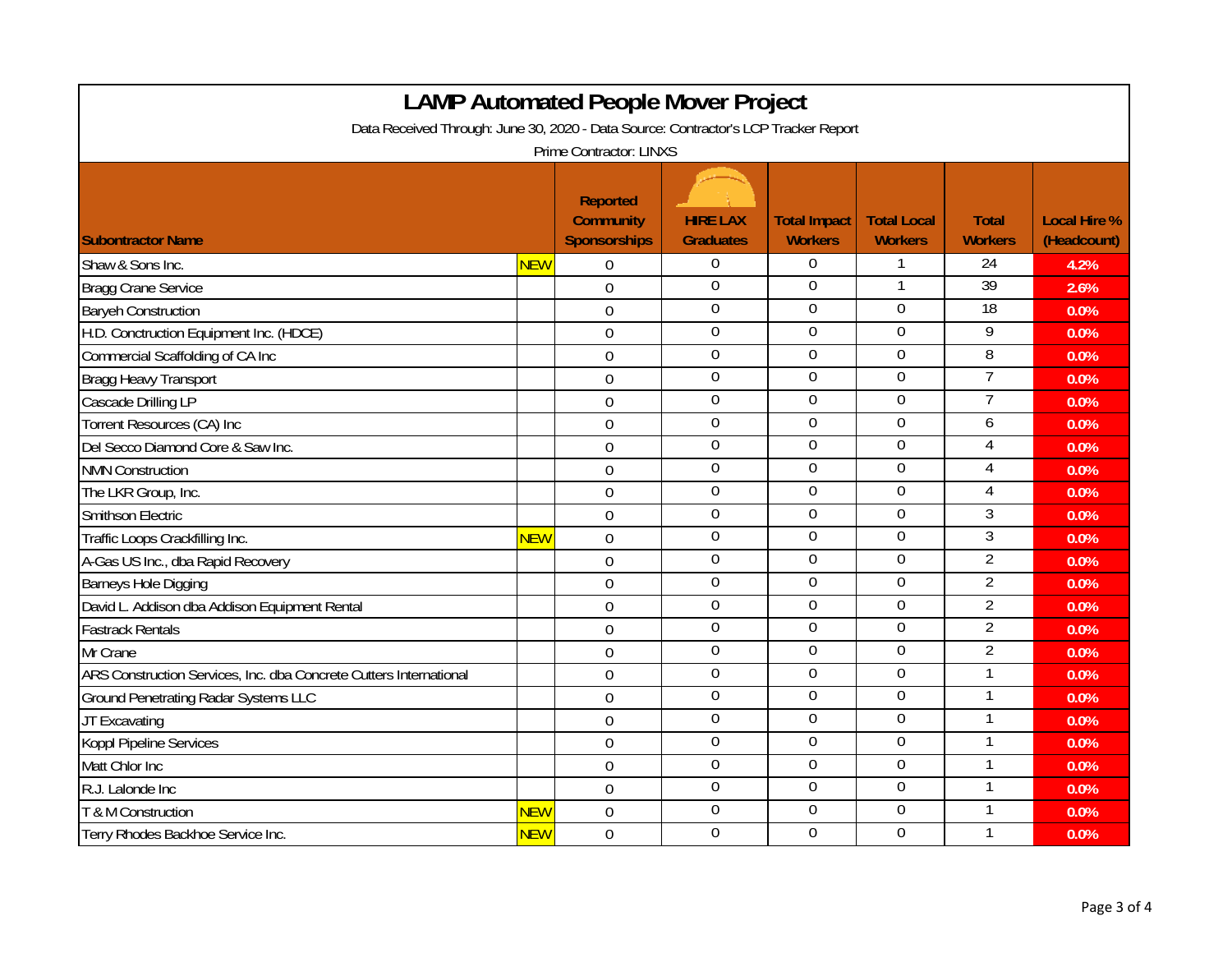# LAMP Automated People Mover Project

Data Received Through: June 30, 2020 - Data Source: Contractor's LCP Tracker Report

Prime Contractor: LINXS

| Subontractor Name | | Reported Community Sponsorships | HIRE LAX Graduates | Total Impact Workers | Total Local Workers | Total Workers | Local Hire % (Headcount) |
|---|---|---|---|---|---|---|---|
| Shaw & Sons Inc. | NEW | 0 | 0 | 0 | 1 | 24 | 4.2% |
| Bragg Crane Service | | 0 | 0 | 0 | 1 | 39 | 2.6% |
| Baryeh Construction | | 0 | 0 | 0 | 0 | 18 | 0.0% |
| H.D. Conctruction Equipment Inc. (HDCE) | | 0 | 0 | 0 | 0 | 9 | 0.0% |
| Commercial Scaffolding of CA Inc | | 0 | 0 | 0 | 0 | 8 | 0.0% |
| Bragg Heavy Transport | | 0 | 0 | 0 | 0 | 7 | 0.0% |
| Cascade Drilling LP | | 0 | 0 | 0 | 0 | 7 | 0.0% |
| Torrent Resources (CA) Inc | | 0 | 0 | 0 | 0 | 6 | 0.0% |
| Del Secco Diamond Core & Saw Inc. | | 0 | 0 | 0 | 0 | 4 | 0.0% |
| NMN Construction | | 0 | 0 | 0 | 0 | 4 | 0.0% |
| The LKR Group, Inc. | | 0 | 0 | 0 | 0 | 4 | 0.0% |
| Smithson Electric | | 0 | 0 | 0 | 0 | 3 | 0.0% |
| Traffic Loops Crackfilling Inc. | NEW | 0 | 0 | 0 | 0 | 3 | 0.0% |
| A-Gas US Inc., dba Rapid Recovery | | 0 | 0 | 0 | 0 | 2 | 0.0% |
| Barneys Hole Digging | | 0 | 0 | 0 | 0 | 2 | 0.0% |
| David L. Addison dba Addison Equipment Rental | | 0 | 0 | 0 | 0 | 2 | 0.0% |
| Fastrack Rentals | | 0 | 0 | 0 | 0 | 2 | 0.0% |
| Mr Crane | | 0 | 0 | 0 | 0 | 2 | 0.0% |
| ARS Construction Services, Inc. dba Concrete Cutters International | | 0 | 0 | 0 | 0 | 1 | 0.0% |
| Ground Penetrating Radar Systems LLC | | 0 | 0 | 0 | 0 | 1 | 0.0% |
| JT Excavating | | 0 | 0 | 0 | 0 | 1 | 0.0% |
| Koppl Pipeline Services | | 0 | 0 | 0 | 0 | 1 | 0.0% |
| Matt Chlor Inc | | 0 | 0 | 0 | 0 | 1 | 0.0% |
| R.J. Lalonde Inc | | 0 | 0 | 0 | 0 | 1 | 0.0% |
| T & M Construction | NEW | 0 | 0 | 0 | 0 | 1 | 0.0% |
| Terry Rhodes Backhoe Service Inc. | NEW | 0 | 0 | 0 | 0 | 1 | 0.0% |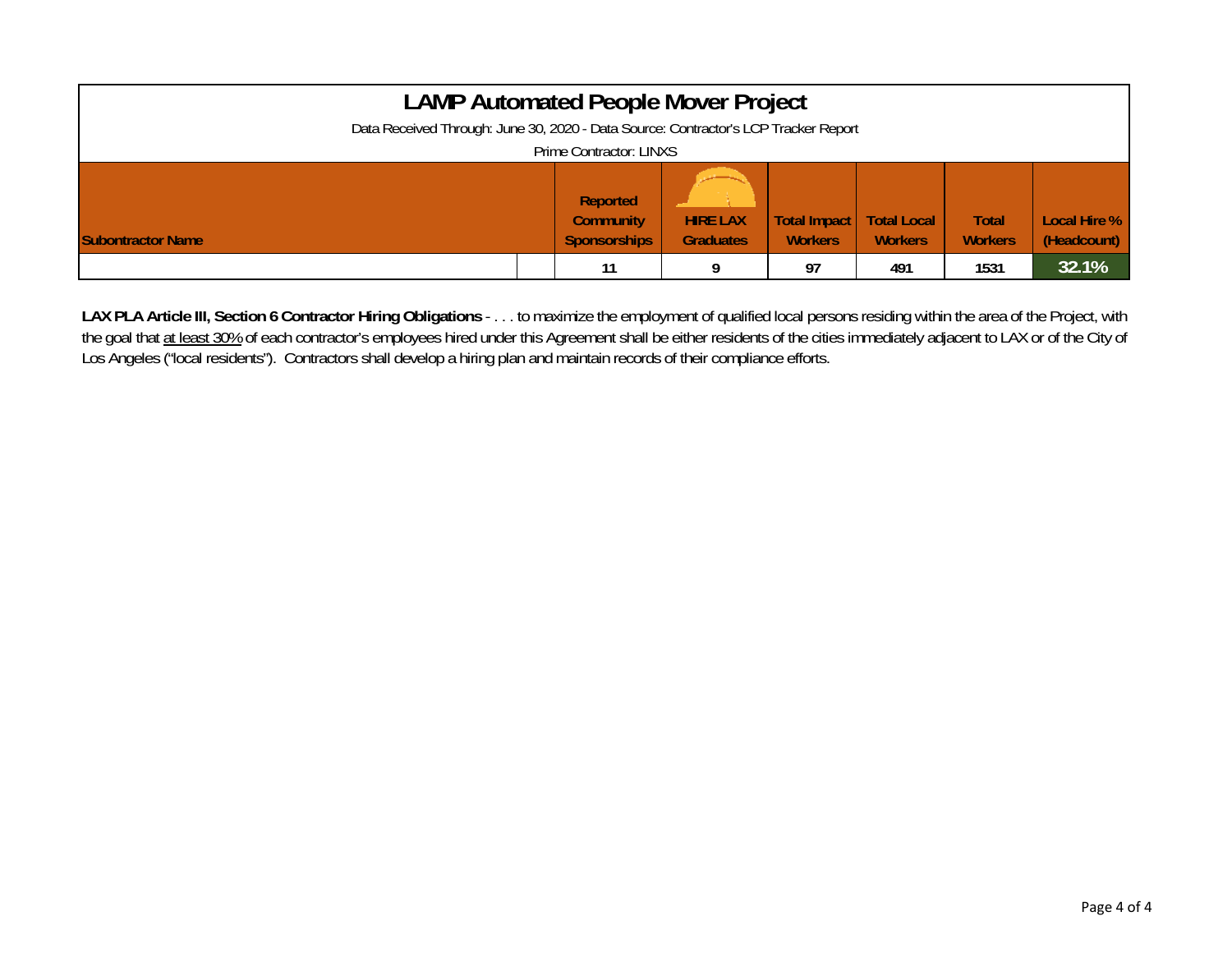# LAMP Automated People Mover Project

Data Received Through: June 30, 2020 - Data Source: Contractor's LCP Tracker Report

Prime Contractor: LINXS

| Subontractor Name | | Reported Community Sponsorships | HIRE LAX Graduates | Total Impact Workers | Total Local Workers | Total Workers | Local Hire % (Headcount) |
|---|---|---|---|---|---|---|---|
| | | 11 | 9 | 97 | 491 | 1531 | 32.1% |

**LAX PLA Article III, Section 6 Contractor Hiring Obligations** - . . . to maximize the employment of qualified local persons residing within the area of the Project, with the goal that at least 30% of each contractor's employees hired under this Agreement shall be either residents of the cities immediately adjacent to LAX or of the City of Los Angeles ("local residents"). Contractors shall develop a hiring plan and maintain records of their compliance efforts.